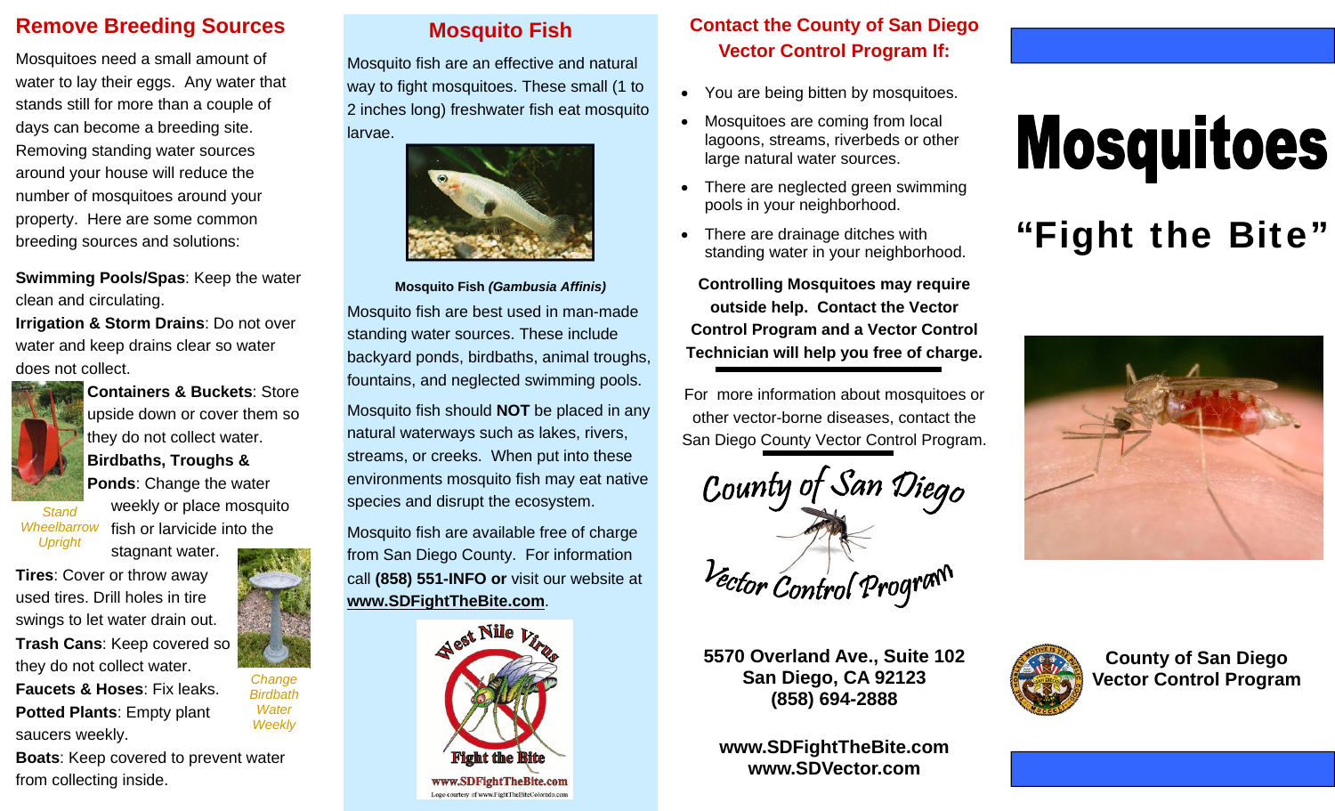## Remove Breeding Sources

Mosquitoes need a small amount of water to lay their eggs. Any water that stands still for more than a couple of days can become a breeding site. Removing standing water sources around your house will reduce the number of mosquitoes around your property. Here are some common breeding sources and solutions:

**Swimming Pools/Spas**: Keep the water clean and circulating.

**Irrigation & Storm Drains**: Do not over water and keep drains clear so water does not collect.

**Containers & Buckets**: Store upside down or cover them so they do not collect water.

*Stand Wheelbarrow Upright*

**Birdbaths, Troughs & Ponds**: Change the water weekly or place mosquito fish or larvicide into the stagnant water.

*Change Birdbath Water Weekly*

**Tires**: Cover or throw away used tires. Drill holes in tire swings to let water drain out.

**Trash Cans**: Keep covered so they do not collect water.

**Faucets & Hoses**: Fix leaks.

**Potted Plants**: Empty plant saucers weekly.

**Boats**: Keep covered to prevent water from collecting inside.

## Mosquito Fish

Mosquito fish are an effective and natural way to fight mosquitoes. These small (1 to 2 inches long) freshwater fish eat mosquito larvae.

**Mosquito Fish *(Gambusia Affinis)***

Mosquito fish are best used in man-made standing water sources. These include backyard ponds, birdbaths, animal troughs, fountains, and neglected swimming pools.

Mosquito fish should **NOT** be placed in any natural waterways such as lakes, rivers, streams, or creeks. When put into these environments mosquito fish may eat native species and disrupt the ecosystem.

Mosquito fish are available free of charge from San Diego County. For information call **(858) 551-INFO or** visit our website at **www.SDFightTheBite.com**.

West Nile Virus — Fight the Bite — www.SDFightTheBite.com

Logo courtesy of www.FightTheBiteColorado.com

## Contact the County of San Diego Vector Control Program If:

- You are being bitten by mosquitoes.
- Mosquitoes are coming from local lagoons, streams, riverbeds or other large natural water sources.
- There are neglected green swimming pools in your neighborhood.
- There are drainage ditches with standing water in your neighborhood.

**Controlling Mosquitoes may require outside help. Contact the Vector Control Program and a Vector Control Technician will help you free of charge.**

For more information about mosquitoes or other vector-borne diseases, contact the San Diego County Vector Control Program.

County of San Diego Vector Control Program

**5570 Overland Ave., Suite 102**
**San Diego, CA 92123**
**(858) 694-2888**

**www.SDFightTheBite.com**
**www.SDVector.com**

# Mosquitoes

## "Fight the Bite"

**County of San Diego Vector Control Program**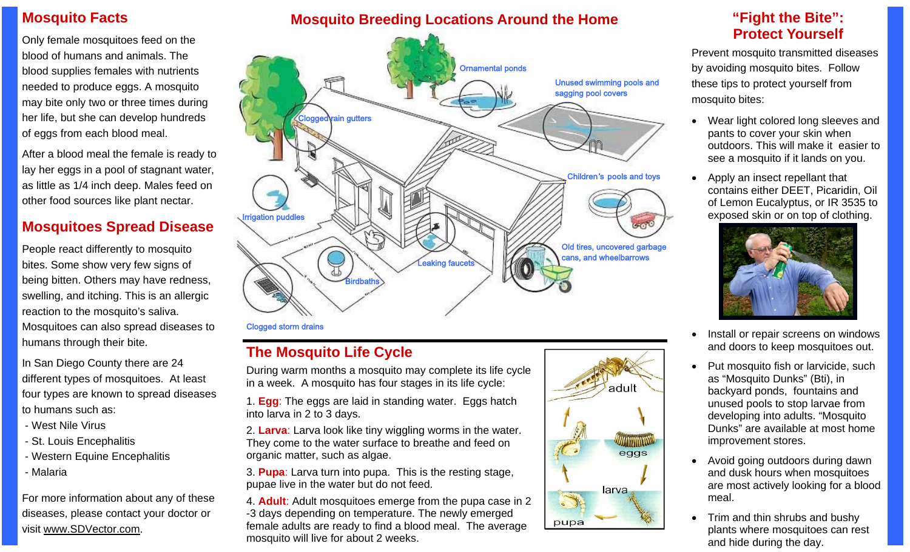## Mosquito Facts

Only female mosquitoes feed on the blood of humans and animals. The blood supplies females with nutrients needed to produce eggs. A mosquito may bite only two or three times during her life, but she can develop hundreds of eggs from each blood meal.

After a blood meal the female is ready to lay her eggs in a pool of stagnant water, as little as 1/4 inch deep. Males feed on other food sources like plant nectar.

## Mosquitoes Spread Disease

People react differently to mosquito bites. Some show very few signs of being bitten. Others may have redness, swelling, and itching. This is an allergic reaction to the mosquito's saliva. Mosquitoes can also spread diseases to humans through their bite.

In San Diego County there are 24 different types of mosquitoes. At least four types are known to spread diseases to humans such as:

- West Nile Virus
- St. Louis Encephalitis
- Western Equine Encephalitis
- Malaria

For more information about any of these diseases, please contact your doctor or visit www.SDVector.com.

## Mosquito Breeding Locations Around the Home

Ornamental ponds

Unused swimming pools and sagging pool covers

Clogged rain gutters

Children's pools and toys

Irrigation puddles

Old tires, uncovered garbage cans, and wheelbarrows

Leaking faucets

Birdbaths

Clogged storm drains

## The Mosquito Life Cycle

During warm months a mosquito may complete its life cycle in a week. A mosquito has four stages in its life cycle:

1. **Egg**: The eggs are laid in standing water. Eggs hatch into larva in 2 to 3 days.

2. **Larva**: Larva look like tiny wiggling worms in the water. They come to the water surface to breathe and feed on organic matter, such as algae.

3. **Pupa**: Larva turn into pupa. This is the resting stage, pupae live in the water but do not feed.

4. **Adult**: Adult mosquitoes emerge from the pupa case in 2 -3 days depending on temperature. The newly emerged female adults are ready to find a blood meal. The average mosquito will live for about 2 weeks.

adult

eggs

larva

pupa

## "Fight the Bite": Protect Yourself

Prevent mosquito transmitted diseases by avoiding mosquito bites. Follow these tips to protect yourself from mosquito bites:

- Wear light colored long sleeves and pants to cover your skin when outdoors. This will make it easier to see a mosquito if it lands on you.
- Apply an insect repellant that contains either DEET, Picaridin, Oil of Lemon Eucalyptus, or IR 3535 to exposed skin or on top of clothing.
- Install or repair screens on windows and doors to keep mosquitoes out.
- Put mosquito fish or larvicide, such as "Mosquito Dunks" (Bti), in backyard ponds, fountains and unused pools to stop larvae from developing into adults. "Mosquito Dunks" are available at most home improvement stores.
- Avoid going outdoors during dawn and dusk hours when mosquitoes are most actively looking for a blood meal.
- Trim and thin shrubs and bushy plants where mosquitoes can rest and hide during the day.